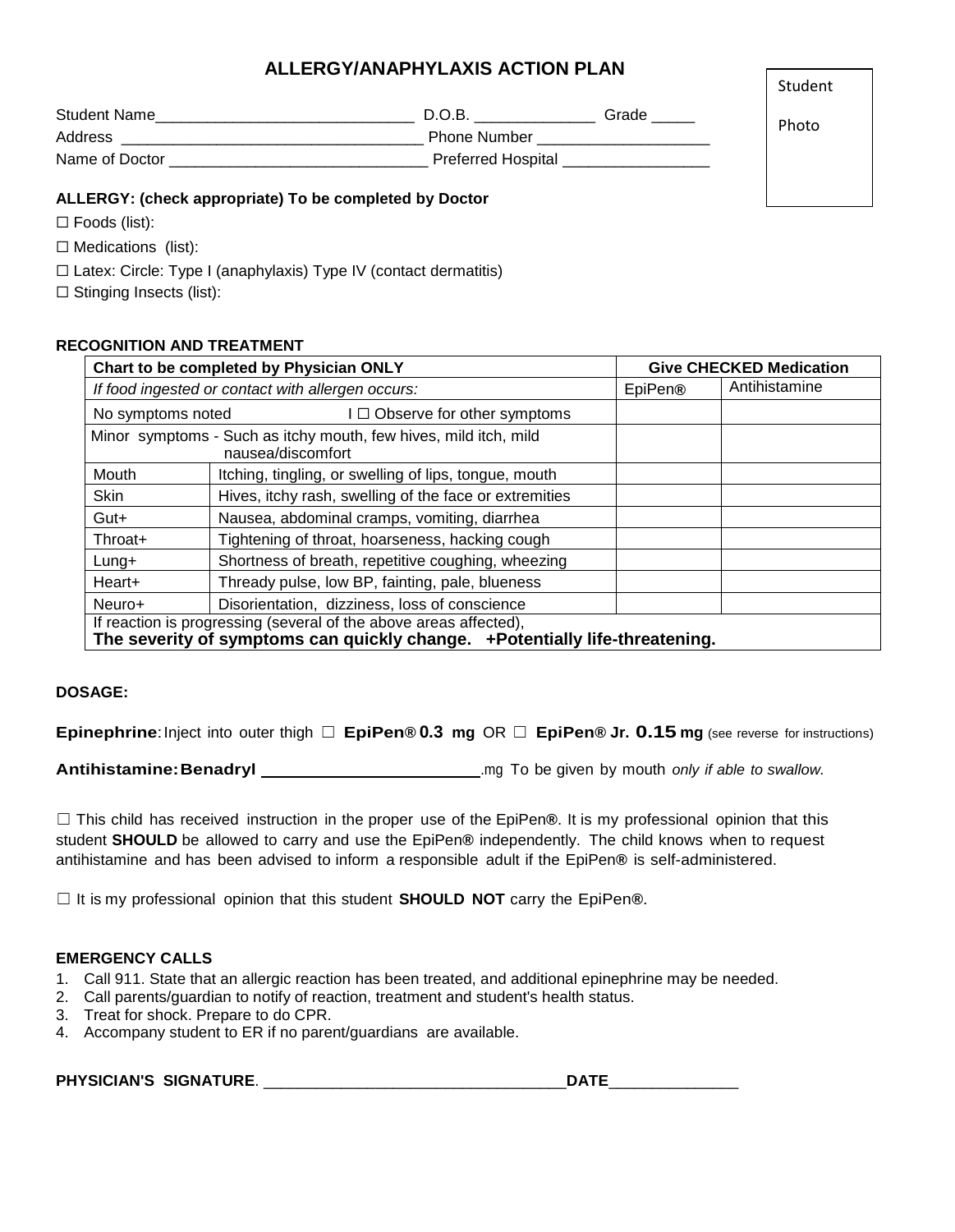# ALLERGY/ANAPHYLAXIS ACTION PLAN

Student Photo

Student Name______________________________ D.O.B. ______________ Grade _____
Address ___________________________________ Phone Number ____________________
Name of Doctor ______________________________ Preferred Hospital _________________

**ALLERGY: (check appropriate) To be completed by Doctor**

☐ Foods (list):

☐ Medications (list):

☐ Latex: Circle: Type I (anaphylaxis) Type IV (contact dermatitis)

☐ Stinging Insects (list):

**RECOGNITION AND TREATMENT**

| **Chart to be completed by Physician ONLY** | | **Give CHECKED Medication** | |
|---|---|---|---|
| *If food ingested or contact with allergen occurs:* | | EpiPen® | Antihistamine |
| No symptoms noted I ☐ Observe for other symptoms | | | |
| Minor symptoms - Such as itchy mouth, few hives, mild itch, mild nausea/discomfort | | | |
| Mouth | Itching, tingling, or swelling of lips, tongue, mouth | | |
| Skin | Hives, itchy rash, swelling of the face or extremities | | |
| Gut+ | Nausea, abdominal cramps, vomiting, diarrhea | | |
| Throat+ | Tightening of throat, hoarseness, hacking cough | | |
| Lung+ | Shortness of breath, repetitive coughing, wheezing | | |
| Heart+ | Thready pulse, low BP, fainting, pale, blueness | | |
| Neuro+ | Disorientation, dizziness, loss of conscience | | |
| If reaction is progressing (several of the above areas affected), **The severity of symptoms can quickly change. +Potentially life-threatening.** | | | |

**DOSAGE:**

**Epinephrine**: Inject into outer thigh ☐ **EpiPen® 0.3 mg** OR ☐ **EpiPen® Jr. 0.15 mg** (see reverse for instructions)

**Antihistamine: Benadryl** ________________________.mg To be given by mouth *only if able to swallow.*

☐ This child has received instruction in the proper use of the EpiPen**®**. It is my professional opinion that this student **SHOULD** be allowed to carry and use the EpiPen**®** independently. The child knows when to request antihistamine and has been advised to inform a responsible adult if the EpiPen**®** is self-administered.

☐ It is my professional opinion that this student **SHOULD NOT** carry the EpiPen**®**.

**EMERGENCY CALLS**

1. Call 911. State that an allergic reaction has been treated, and additional epinephrine may be needed.
2. Call parents/guardian to notify of reaction, treatment and student's health status.
3. Treat for shock. Prepare to do CPR.
4. Accompany student to ER if no parent/guardians are available.

**PHYSICIAN'S SIGNATURE**. __________________________________**DATE**_______________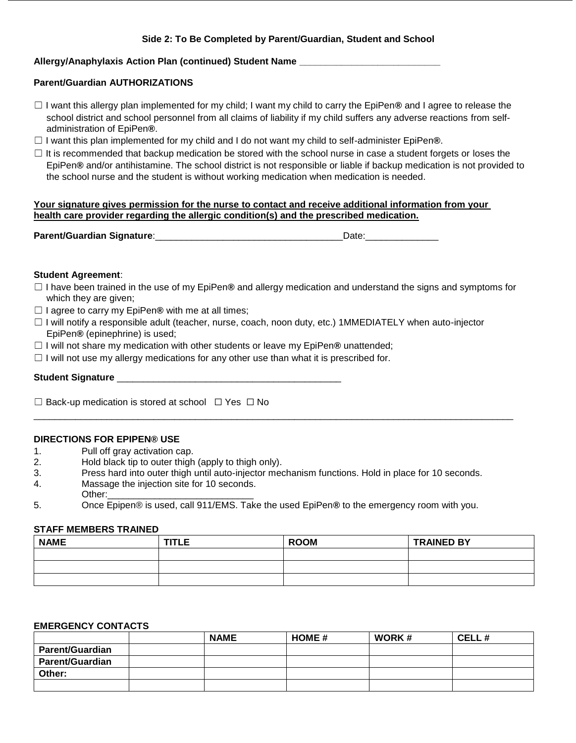**Side 2: To Be Completed by Parent/Guardian, Student and School**

**Allergy/Anaphylaxis Action Plan (continued) Student Name ___________________________**

**Parent/Guardian AUTHORIZATIONS**

☐ I want this allergy plan implemented for my child; I want my child to carry the EpiPen**®** and I agree to release the school district and school personnel from all claims of liability if my child suffers any adverse reactions from self-administration of EpiPen**®**.

☐ I want this plan implemented for my child and I do not want my child to self-administer EpiPen**®**.

☐ It is recommended that backup medication be stored with the school nurse in case a student forgets or loses the EpiPen**®** and/or antihistamine. The school district is not responsible or liable if backup medication is not provided to the school nurse and the student is without working medication when medication is needed.

**Your signature gives permission for the nurse to contact and receive additional information from your health care provider regarding the allergic condition(s) and the prescribed medication.**

**Parent/Guardian Signature**:____________________________________Date:______________

**Student Agreement**:

☐ I have been trained in the use of my EpiPen**®** and allergy medication and understand the signs and symptoms for which they are given;

☐ I agree to carry my EpiPen**®** with me at all times;

☐ I will notify a responsible adult (teacher, nurse, coach, noon duty, etc.) 1MMEDIATELY when auto-injector EpiPen**®** (epinephrine) is used;

☐ I will not share my medication with other students or leave my EpiPen**®** unattended;

☐ I will not use my allergy medications for any other use than what it is prescribed for.

**Student Signature** ___________________________________________

☐ Back-up medication is stored at school ☐ Yes ☐ No

---

**DIRECTIONS FOR EPIPEN® USE**

1. Pull off gray activation cap.
2. Hold black tip to outer thigh (apply to thigh only).
3. Press hard into outer thigh until auto-injector mechanism functions. Hold in place for 10 seconds.
4. Massage the injection site for 10 seconds.
   Other:____________________________
5. Once Epipen® is used, call 911/EMS. Take the used EpiPen**®** to the emergency room with you.

**STAFF MEMBERS TRAINED**

| NAME | TITLE | ROOM | TRAINED BY |
|---|---|---|---|
| | | | |
| | | | |
| | | | |

**EMERGENCY CONTACTS**

| | | NAME | HOME # | WORK # | CELL # |
|---|---|---|---|---|---|
| **Parent/Guardian** | | | | | |
| **Parent/Guardian** | | | | | |
| **Other:** | | | | | |
| | | | | | |